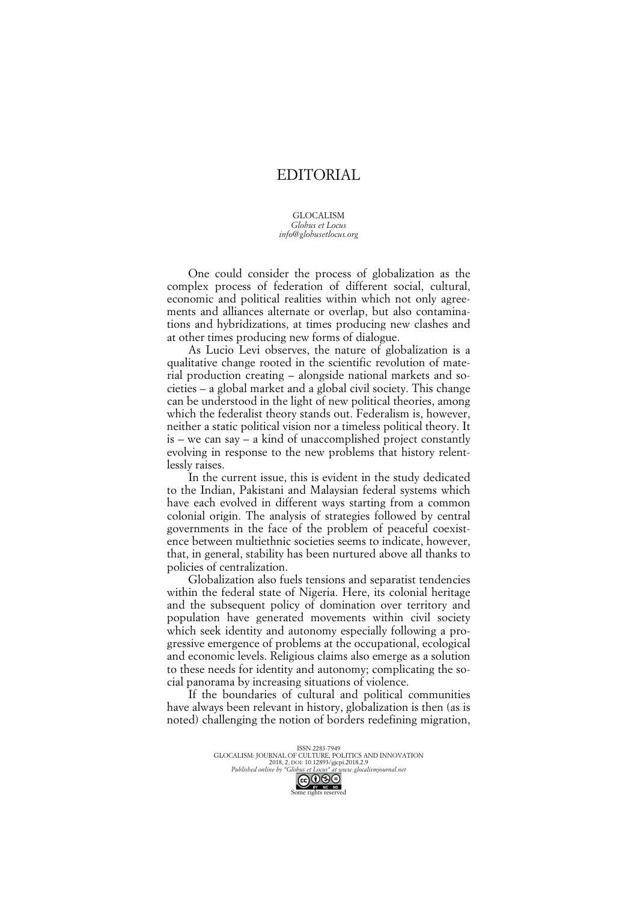# EDITORIAL

GLOCALISM
*Globus et Locus*
*info@globusetlocus.org*

One could consider the process of globalization as the complex process of federation of different social, cultural, economic and political realities within which not only agreements and alliances alternate or overlap, but also contaminations and hybridizations, at times producing new clashes and at other times producing new forms of dialogue.

As Lucio Levi observes, the nature of globalization is a qualitative change rooted in the scientific revolution of material production creating – alongside national markets and societies – a global market and a global civil society. This change can be understood in the light of new political theories, among which the federalist theory stands out. Federalism is, however, neither a static political vision nor a timeless political theory. It is – we can say – a kind of unaccomplished project constantly evolving in response to the new problems that history relentlessly raises.

In the current issue, this is evident in the study dedicated to the Indian, Pakistani and Malaysian federal systems which have each evolved in different ways starting from a common colonial origin. The analysis of strategies followed by central governments in the face of the problem of peaceful coexistence between multiethnic societies seems to indicate, however, that, in general, stability has been nurtured above all thanks to policies of centralization.

Globalization also fuels tensions and separatist tendencies within the federal state of Nigeria. Here, its colonial heritage and the subsequent policy of domination over territory and population have generated movements within civil society which seek identity and autonomy especially following a progressive emergence of problems at the occupational, ecological and economic levels. Religious claims also emerge as a solution to these needs for identity and autonomy; complicating the social panorama by increasing situations of violence.

If the boundaries of cultural and political communities have always been relevant in history, globalization is then (as is noted) challenging the notion of borders redefining migration,

ISSN 2283-7949
GLOCALISM: JOURNAL OF CULTURE, POLITICS AND INNOVATION
2018, 2, DOI: 10.12893/gjcpi.2018.2.9
*Published online by "Globus et Locus" at www.glocalismjournal.net*
Some rights reserved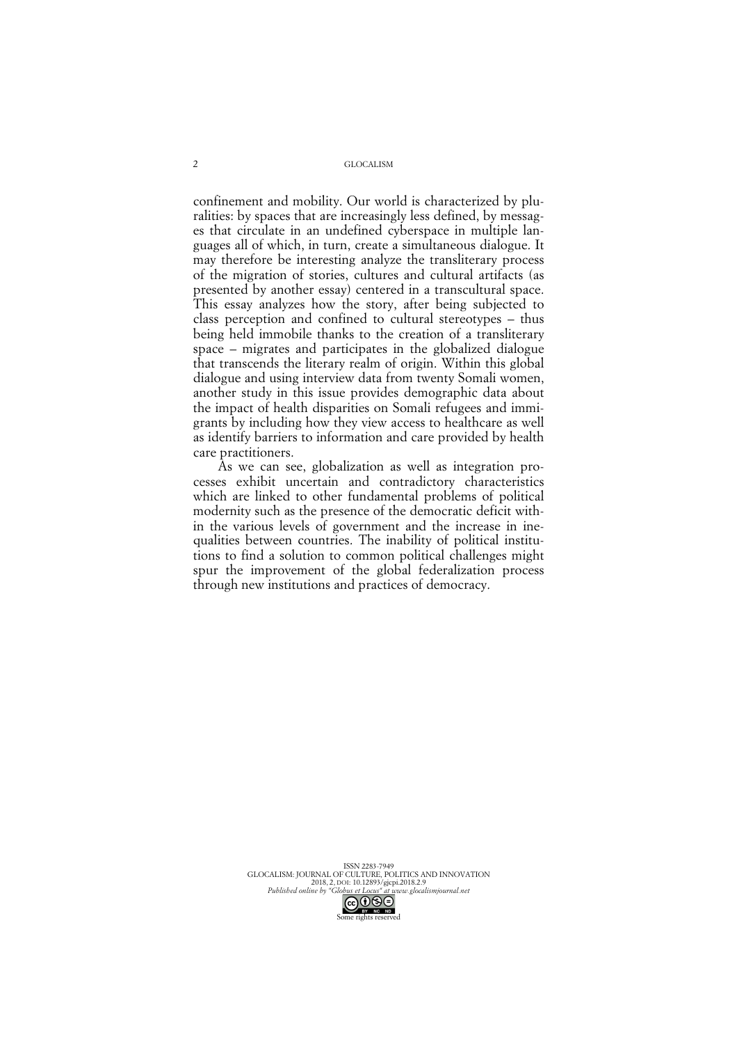confinement and mobility. Our world is characterized by pluralities: by spaces that are increasingly less defined, by messages that circulate in an undefined cyberspace in multiple languages all of which, in turn, create a simultaneous dialogue. It may therefore be interesting analyze the transliterary process of the migration of stories, cultures and cultural artifacts (as presented by another essay) centered in a transcultural space. This essay analyzes how the story, after being subjected to class perception and confined to cultural stereotypes – thus being held immobile thanks to the creation of a transliterary space – migrates and participates in the globalized dialogue that transcends the literary realm of origin. Within this global dialogue and using interview data from twenty Somali women, another study in this issue provides demographic data about the impact of health disparities on Somali refugees and immigrants by including how they view access to healthcare as well as identify barriers to information and care provided by health care practitioners.

As we can see, globalization as well as integration processes exhibit uncertain and contradictory characteristics which are linked to other fundamental problems of political modernity such as the presence of the democratic deficit within the various levels of government and the increase in inequalities between countries. The inability of political institutions to find a solution to common political challenges might spur the improvement of the global federalization process through new institutions and practices of democracy.